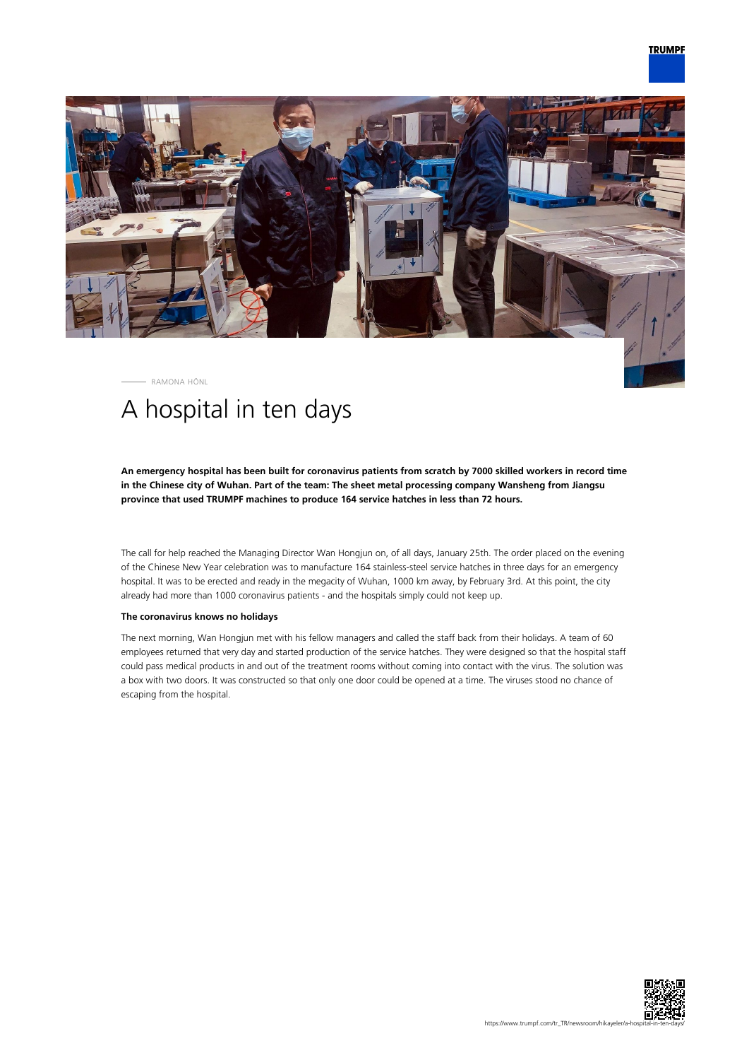RAMONA HÖNL

# A hospital in ten days

**An emergency hospital has been built for coronavirus patients from scratch by 7000 skilled workers in record time in the Chinese city of Wuhan. Part of the team: The sheet metal processing company Wansheng from Jiangsu province that used TRUMPF machines to produce 164 service hatches in less than 72 hours.**

The call for help reached the Managing Director Wan Hongjun on, of all days, January 25th. The order placed on the evening of the Chinese New Year celebration was to manufacture 164 stainless-steel service hatches in three days for an emergency hospital. It was to be erected and ready in the megacity of Wuhan, 1000 km away, by February 3rd. At this point, the city already had more than 1000 coronavirus patients - and the hospitals simply could not keep up.

### The coronavirus knows no holidays

The next morning, Wan Hongjun met with his fellow managers and called the staff back from their holidays. A team of 60 employees returned that very day and started production of the service hatches. They were designed so that the hospital staff could pass medical products in and out of the treatment rooms without coming into contact with the virus. The solution was a box with two doors. It was constructed so that only one door could be opened at a time. The viruses stood no chance of escaping from the hospital.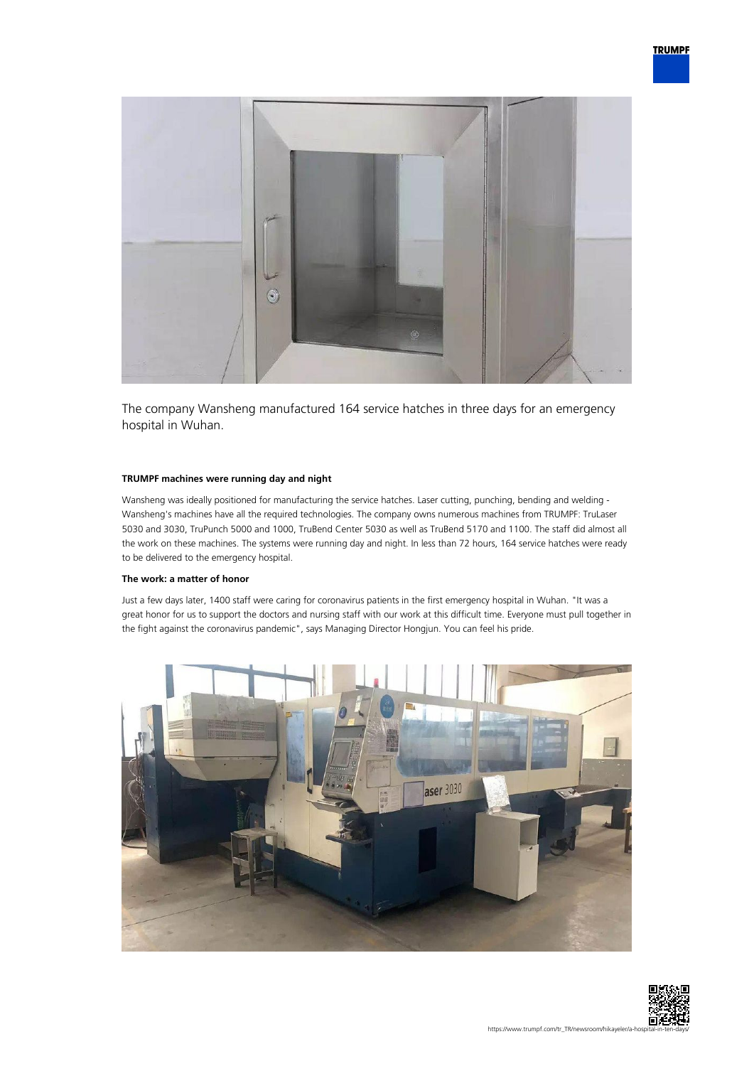The company Wansheng manufactured 164 service hatches in three days for an emergency hospital in Wuhan.

#### TRUMPF machines were running day and night

Wansheng was ideally positioned for manufacturing the service hatches. Laser cutting, punching, bending and welding - Wansheng's machines have all the required technologies. The company owns numerous machines from TRUMPF: TruLaser 5030 and 3030, TruPunch 5000 and 1000, TruBend Center 5030 as well as TruBend 5170 and 1100. The staff did almost all the work on these machines. The systems were running day and night. In less than 72 hours, 164 service hatches were ready to be delivered to the emergency hospital.

#### The work: a matter of honor

Just a few days later, 1400 staff were caring for coronavirus patients in the first emergency hospital in Wuhan. "It was a great honor for us to support the doctors and nursing staff with our work at this difficult time. Everyone must pull together in the fight against the coronavirus pandemic", says Managing Director Hongjun. You can feel his pride.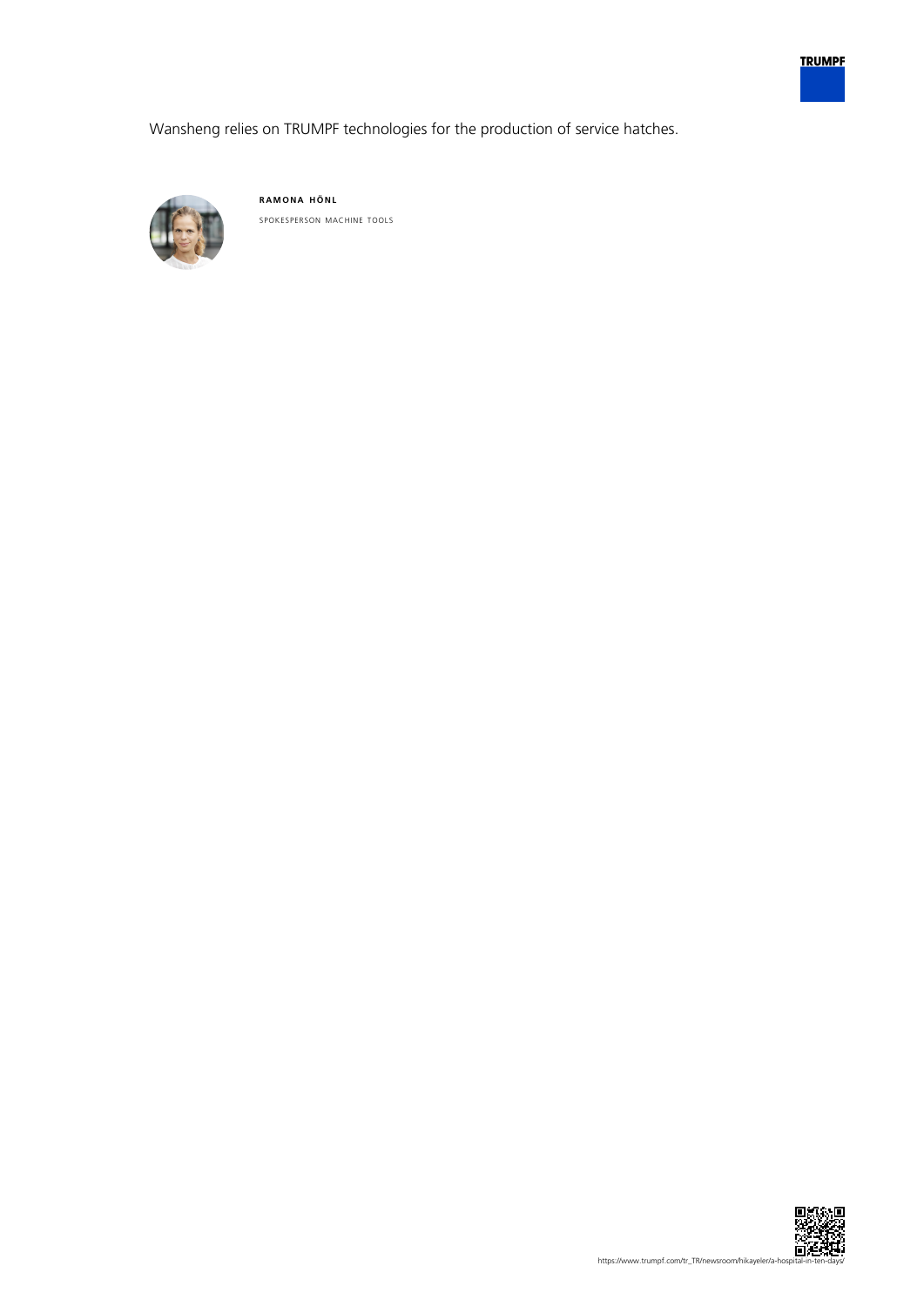Wansheng relies on TRUMPF technologies for the production of service hatches.

**RAMONA HÖNL**

SPOKESPERSON MACHINE TOOLS

https://www.trumpf.com/tr_TR/newsroom/hikayeler/a-hospital-in-ten-days/